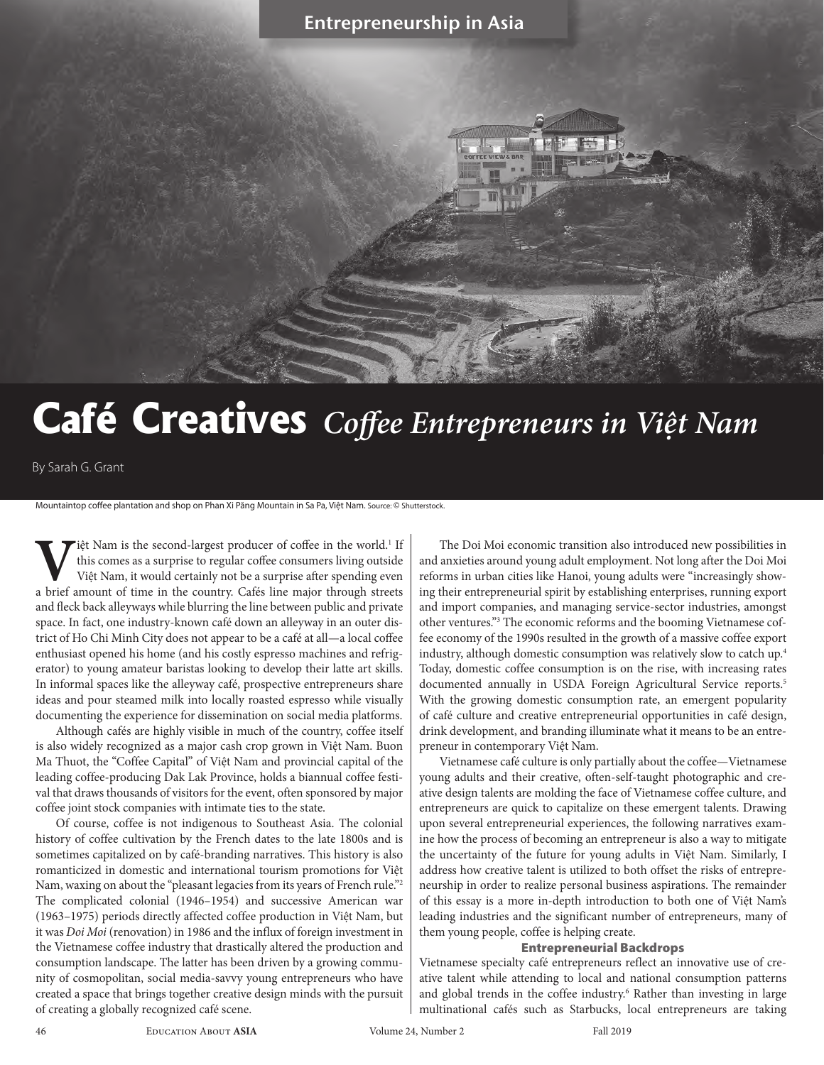# Café Creatives *Coffee Entrepreneurs in Việt Nam*

By Sarah G. Grant

Mountaintop coffee plantation and shop on Phan Xi Păng Mountain in Sa Pa, Việt Nam. Source: © Shutterstock.

Việt Nam is the second-largest producer of coffee in the world.[1] If this comes as a surprise to regular coffee consumers living outside Việt Nam, it would certainly not be a surprise after spending even a brief amount of time in the country. Cafés line major through streets and fleck back alleyways while blurring the line between public and private space. In fact, one industry-known café down an alleyway in an outer district of Ho Chi Minh City does not appear to be a café at all—a local coffee enthusiast opened his home (and his costly espresso machines and refrigerator) to young amateur baristas looking to develop their latte art skills. In informal spaces like the alleyway café, prospective entrepreneurs share ideas and pour steamed milk into locally roasted espresso while visually documenting the experience for dissemination on social media platforms.

Although cafés are highly visible in much of the country, coffee itself is also widely recognized as a major cash crop grown in Việt Nam. Buon Ma Thuot, the "Coffee Capital" of Việt Nam and provincial capital of the leading coffee-producing Dak Lak Province, holds a biannual coffee festival that draws thousands of visitors for the event, often sponsored by major coffee joint stock companies with intimate ties to the state.

Of course, coffee is not indigenous to Southeast Asia. The colonial history of coffee cultivation by the French dates to the late 1800s and is sometimes capitalized on by café-branding narratives. This history is also romanticized in domestic and international tourism promotions for Việt Nam, waxing on about the "pleasant legacies from its years of French rule."[2] The complicated colonial (1946–1954) and successive American war (1963–1975) periods directly affected coffee production in Việt Nam, but it was *Doi Moi* (renovation) in 1986 and the influx of foreign investment in the Vietnamese coffee industry that drastically altered the production and consumption landscape. The latter has been driven by a growing community of cosmopolitan, social media-savvy young entrepreneurs who have created a space that brings together creative design minds with the pursuit of creating a globally recognized café scene.

The Doi Moi economic transition also introduced new possibilities in and anxieties around young adult employment. Not long after the Doi Moi reforms in urban cities like Hanoi, young adults were "increasingly showing their entrepreneurial spirit by establishing enterprises, running export and import companies, and managing service-sector industries, amongst other ventures."[3] The economic reforms and the booming Vietnamese coffee economy of the 1990s resulted in the growth of a massive coffee export industry, although domestic consumption was relatively slow to catch up.[4] Today, domestic coffee consumption is on the rise, with increasing rates documented annually in USDA Foreign Agricultural Service reports.[5] With the growing domestic consumption rate, an emergent popularity of café culture and creative entrepreneurial opportunities in café design, drink development, and branding illuminate what it means to be an entrepreneur in contemporary Việt Nam.

Vietnamese café culture is only partially about the coffee—Vietnamese young adults and their creative, often-self-taught photographic and creative design talents are molding the face of Vietnamese coffee culture, and entrepreneurs are quick to capitalize on these emergent talents. Drawing upon several entrepreneurial experiences, the following narratives examine how the process of becoming an entrepreneur is also a way to mitigate the uncertainty of the future for young adults in Việt Nam. Similarly, I address how creative talent is utilized to both offset the risks of entrepreneurship in order to realize personal business aspirations. The remainder of this essay is a more in-depth introduction to both one of Việt Nam's leading industries and the significant number of entrepreneurs, many of them young people, coffee is helping create.

## Entrepreneurial Backdrops

Vietnamese specialty café entrepreneurs reflect an innovative use of creative talent while attending to local and national consumption patterns and global trends in the coffee industry.[6] Rather than investing in large multinational cafés such as Starbucks, local entrepreneurs are taking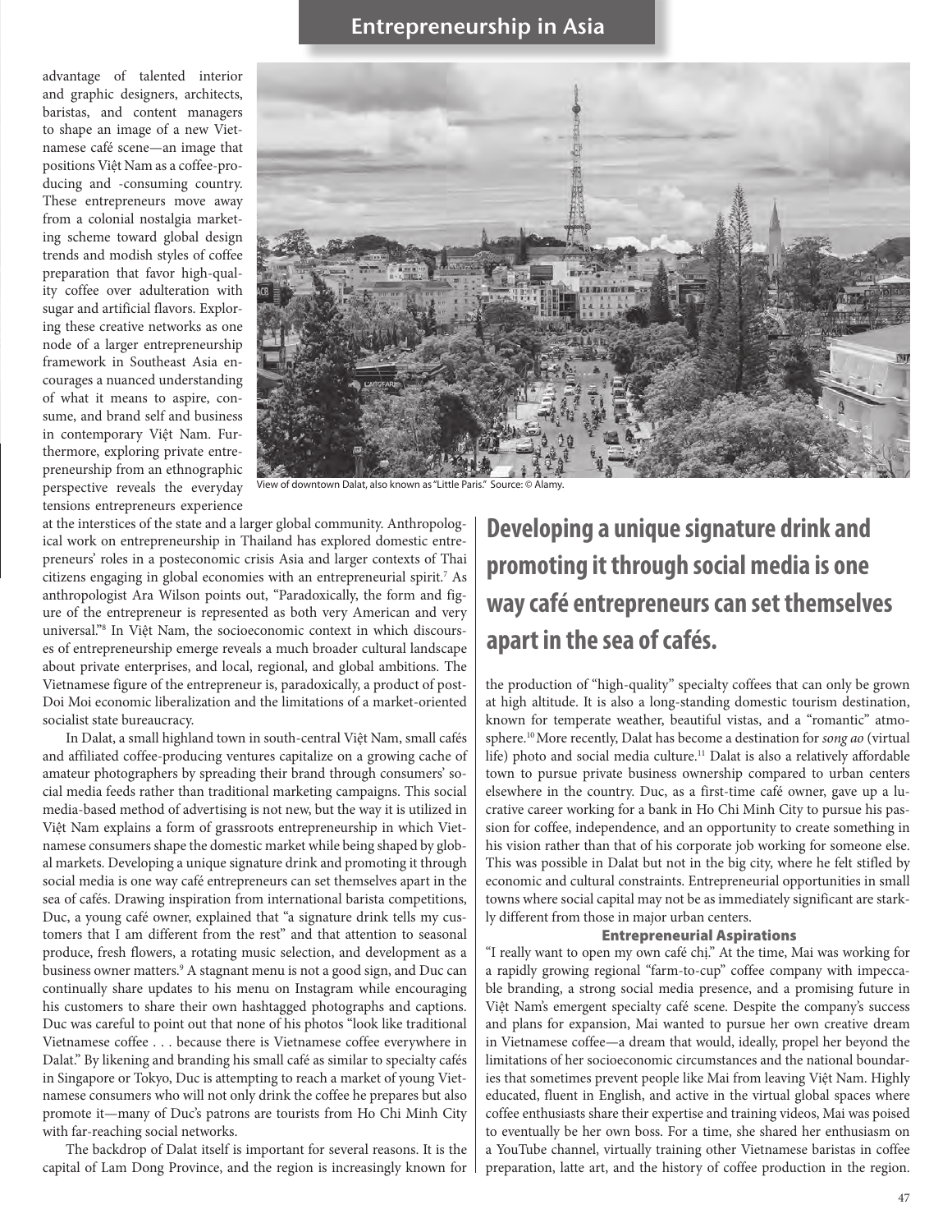advantage of talented interior and graphic designers, architects, baristas, and content managers to shape an image of a new Vietnamese café scene—an image that positions Việt Nam as a coffee-producing and -consuming country. These entrepreneurs move away from a colonial nostalgia marketing scheme toward global design trends and modish styles of coffee preparation that favor high-quality coffee over adulteration with sugar and artificial flavors. Exploring these creative networks as one node of a larger entrepreneurship framework in Southeast Asia encourages a nuanced understanding of what it means to aspire, consume, and brand self and business in contemporary Việt Nam. Furthermore, exploring private entrepreneurship from an ethnographic perspective reveals the everyday tensions entrepreneurs experience at the interstices of the state and a larger global community. Anthropological work on entrepreneurship in Thailand has explored domestic entrepreneurs' roles in a posteconomic crisis Asia and larger contexts of Thai citizens engaging in global economies with an entrepreneurial spirit.[7] As anthropologist Ara Wilson points out, "Paradoxically, the form and figure of the entrepreneur is represented as both very American and very universal."[8] In Việt Nam, the socioeconomic context in which discourses of entrepreneurship emerge reveals a much broader cultural landscape about private enterprises, and local, regional, and global ambitions. The Vietnamese figure of the entrepreneur is, paradoxically, a product of post-Doi Moi economic liberalization and the limitations of a market-oriented socialist state bureaucracy.

View of downtown Dalat, also known as "Little Paris." Source: © Alamy.

In Dalat, a small highland town in south-central Việt Nam, small cafés and affiliated coffee-producing ventures capitalize on a growing cache of amateur photographers by spreading their brand through consumers' social media feeds rather than traditional marketing campaigns. This social media-based method of advertising is not new, but the way it is utilized in Việt Nam explains a form of grassroots entrepreneurship in which Vietnamese consumers shape the domestic market while being shaped by global markets. Developing a unique signature drink and promoting it through social media is one way café entrepreneurs can set themselves apart in the sea of cafés. Drawing inspiration from international barista competitions, Duc, a young café owner, explained that "a signature drink tells my customers that I am different from the rest" and that attention to seasonal produce, fresh flowers, a rotating music selection, and development as a business owner matters.[9] A stagnant menu is not a good sign, and Duc can continually share updates to his menu on Instagram while encouraging his customers to share their own hashtagged photographs and captions. Duc was careful to point out that none of his photos "look like traditional Vietnamese coffee . . . because there is Vietnamese coffee everywhere in Dalat." By likening and branding his small café as similar to specialty cafés in Singapore or Tokyo, Duc is attempting to reach a market of young Vietnamese consumers who will not only drink the coffee he prepares but also promote it—many of Duc's patrons are tourists from Ho Chi Minh City with far-reaching social networks.

**Developing a unique signature drink and promoting it through social media is one way café entrepreneurs can set themselves apart in the sea of cafés.**

The backdrop of Dalat itself is important for several reasons. It is the capital of Lam Dong Province, and the region is increasingly known for the production of "high-quality" specialty coffees that can only be grown at high altitude. It is also a long-standing domestic tourism destination, known for temperate weather, beautiful vistas, and a "romantic" atmosphere.[10] More recently, Dalat has become a destination for *song ao* (virtual life) photo and social media culture.[11] Dalat is also a relatively affordable town to pursue private business ownership compared to urban centers elsewhere in the country. Duc, as a first-time café owner, gave up a lucrative career working for a bank in Ho Chi Minh City to pursue his passion for coffee, independence, and an opportunity to create something in his vision rather than that of his corporate job working for someone else. This was possible in Dalat but not in the big city, where he felt stifled by economic and cultural constraints. Entrepreneurial opportunities in small towns where social capital may not be as immediately significant are starkly different from those in major urban centers.

## Entrepreneurial Aspirations

"I really want to open my own café chị." At the time, Mai was working for a rapidly growing regional "farm-to-cup" coffee company with impeccable branding, a strong social media presence, and a promising future in Việt Nam's emergent specialty café scene. Despite the company's success and plans for expansion, Mai wanted to pursue her own creative dream in Vietnamese coffee—a dream that would, ideally, propel her beyond the limitations of her socioeconomic circumstances and the national boundaries that sometimes prevent people like Mai from leaving Việt Nam. Highly educated, fluent in English, and active in the virtual global spaces where coffee enthusiasts share their expertise and training videos, Mai was poised to eventually be her own boss. For a time, she shared her enthusiasm on a YouTube channel, virtually training other Vietnamese baristas in coffee preparation, latte art, and the history of coffee production in the region.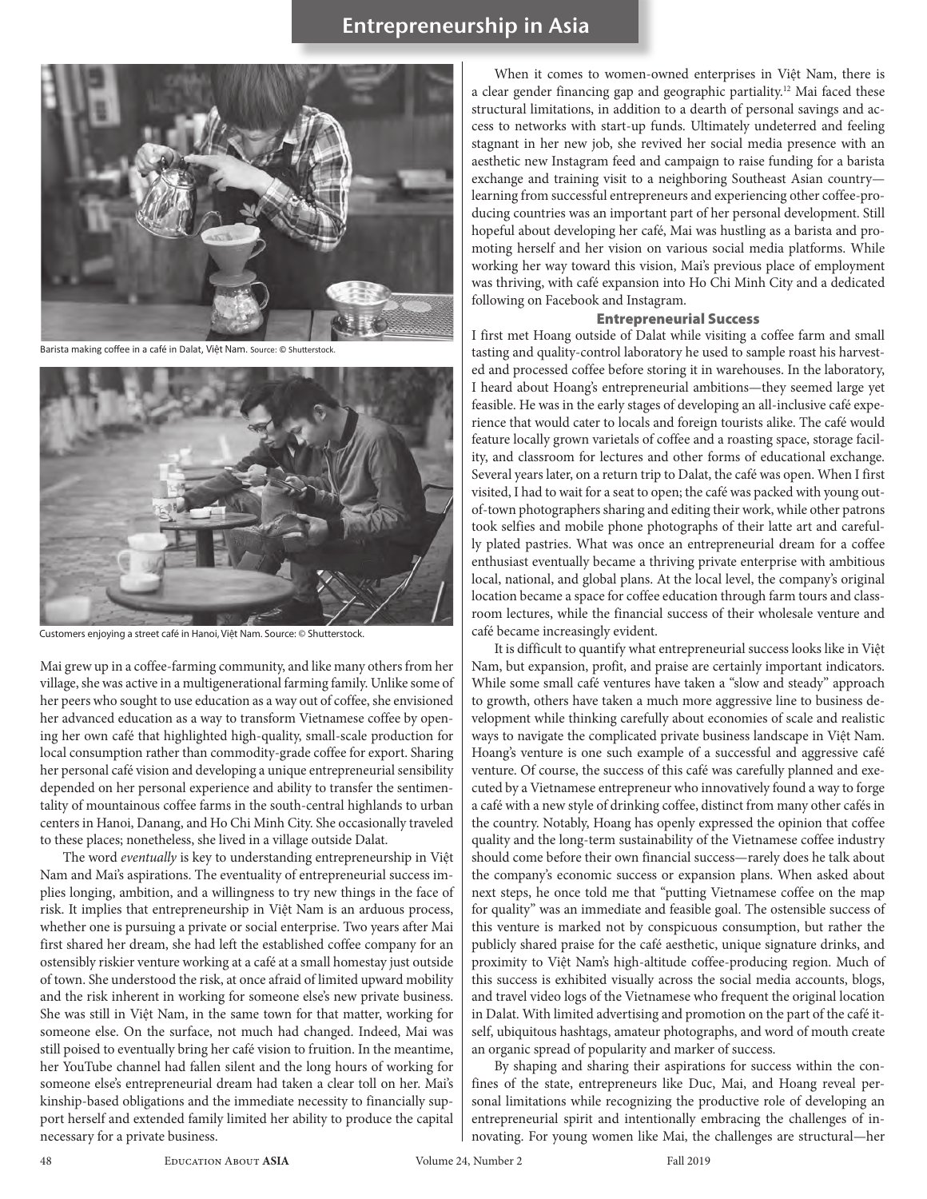Barista making coffee in a café in Dalat, Việt Nam. Source: © Shutterstock.

Customers enjoying a street café in Hanoi, Việt Nam. Source: © Shutterstock.

Mai grew up in a coffee-farming community, and like many others from her village, she was active in a multigenerational farming family. Unlike some of her peers who sought to use education as a way out of coffee, she envisioned her advanced education as a way to transform Vietnamese coffee by opening her own café that highlighted high-quality, small-scale production for local consumption rather than commodity-grade coffee for export. Sharing her personal café vision and developing a unique entrepreneurial sensibility depended on her personal experience and ability to transfer the sentimentality of mountainous coffee farms in the south-central highlands to urban centers in Hanoi, Danang, and Ho Chi Minh City. She occasionally traveled to these places; nonetheless, she lived in a village outside Dalat.

The word *eventually* is key to understanding entrepreneurship in Việt Nam and Mai's aspirations. The eventuality of entrepreneurial success implies longing, ambition, and a willingness to try new things in the face of risk. It implies that entrepreneurship in Việt Nam is an arduous process, whether one is pursuing a private or social enterprise. Two years after Mai first shared her dream, she had left the established coffee company for an ostensibly riskier venture working at a café at a small homestay just outside of town. She understood the risk, at once afraid of limited upward mobility and the risk inherent in working for someone else's new private business. She was still in Việt Nam, in the same town for that matter, working for someone else. On the surface, not much had changed. Indeed, Mai was still poised to eventually bring her café vision to fruition. In the meantime, her YouTube channel had fallen silent and the long hours of working for someone else's entrepreneurial dream had taken a clear toll on her. Mai's kinship-based obligations and the immediate necessity to financially support herself and extended family limited her ability to produce the capital necessary for a private business.

When it comes to women-owned enterprises in Việt Nam, there is a clear gender financing gap and geographic partiality.[12] Mai faced these structural limitations, in addition to a dearth of personal savings and access to networks with start-up funds. Ultimately undeterred and feeling stagnant in her new job, she revived her social media presence with an aesthetic new Instagram feed and campaign to raise funding for a barista exchange and training visit to a neighboring Southeast Asian country—learning from successful entrepreneurs and experiencing other coffee-producing countries was an important part of her personal development. Still hopeful about developing her café, Mai was hustling as a barista and promoting herself and her vision on various social media platforms. While working her way toward this vision, Mai's previous place of employment was thriving, with café expansion into Ho Chi Minh City and a dedicated following on Facebook and Instagram.

## Entrepreneurial Success

I first met Hoang outside of Dalat while visiting a coffee farm and small tasting and quality-control laboratory he used to sample roast his harvested and processed coffee before storing it in warehouses. In the laboratory, I heard about Hoang's entrepreneurial ambitions—they seemed large yet feasible. He was in the early stages of developing an all-inclusive café experience that would cater to locals and foreign tourists alike. The café would feature locally grown varietals of coffee and a roasting space, storage facility, and classroom for lectures and other forms of educational exchange. Several years later, on a return trip to Dalat, the café was open. When I first visited, I had to wait for a seat to open; the café was packed with young out-of-town photographers sharing and editing their work, while other patrons took selfies and mobile phone photographs of their latte art and carefully plated pastries. What was once an entrepreneurial dream for a coffee enthusiast eventually became a thriving private enterprise with ambitious local, national, and global plans. At the local level, the company's original location became a space for coffee education through farm tours and classroom lectures, while the financial success of their wholesale venture and café became increasingly evident.

It is difficult to quantify what entrepreneurial success looks like in Việt Nam, but expansion, profit, and praise are certainly important indicators. While some small café ventures have taken a "slow and steady" approach to growth, others have taken a much more aggressive line to business development while thinking carefully about economies of scale and realistic ways to navigate the complicated private business landscape in Việt Nam. Hoang's venture is one such example of a successful and aggressive café venture. Of course, the success of this café was carefully planned and executed by a Vietnamese entrepreneur who innovatively found a way to forge a café with a new style of drinking coffee, distinct from many other cafés in the country. Notably, Hoang has openly expressed the opinion that coffee quality and the long-term sustainability of the Vietnamese coffee industry should come before their own financial success—rarely does he talk about the company's economic success or expansion plans. When asked about next steps, he once told me that "putting Vietnamese coffee on the map for quality" was an immediate and feasible goal. The ostensible success of this venture is marked not by conspicuous consumption, but rather the publicly shared praise for the café aesthetic, unique signature drinks, and proximity to Việt Nam's high-altitude coffee-producing region. Much of this success is exhibited visually across the social media accounts, blogs, and travel video logs of the Vietnamese who frequent the original location in Dalat. With limited advertising and promotion on the part of the café itself, ubiquitous hashtags, amateur photographs, and word of mouth create an organic spread of popularity and marker of success.

By shaping and sharing their aspirations for success within the confines of the state, entrepreneurs like Duc, Mai, and Hoang reveal personal limitations while recognizing the productive role of developing an entrepreneurial spirit and intentionally embracing the challenges of innovating. For young women like Mai, the challenges are structural—her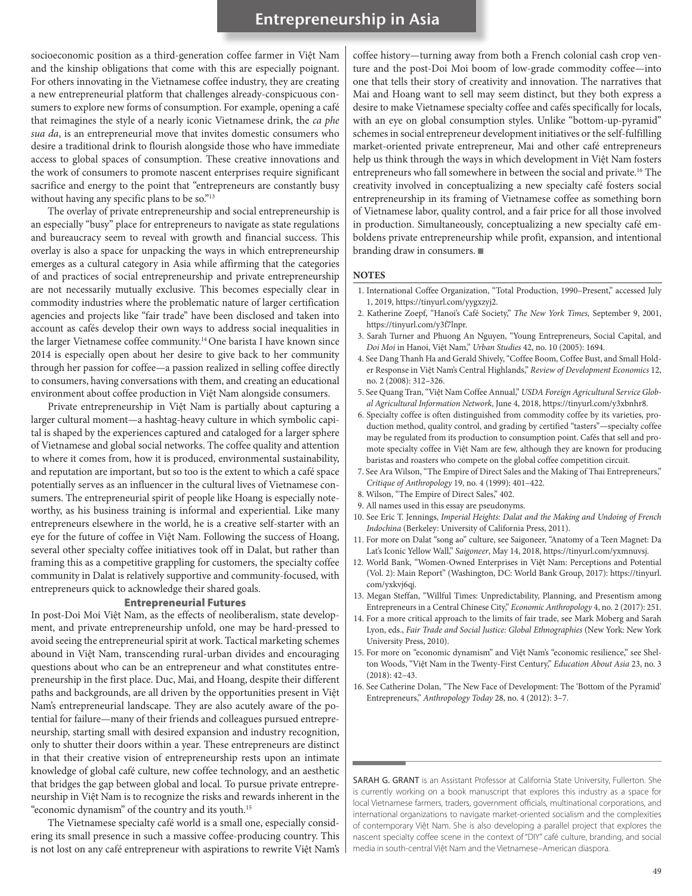socioeconomic position as a third-generation coffee farmer in Việt Nam and the kinship obligations that come with this are especially poignant. For others innovating in the Vietnamese coffee industry, they are creating a new entrepreneurial platform that challenges already-conspicuous consumers to explore new forms of consumption. For example, opening a café that reimagines the style of a nearly iconic Vietnamese drink, the *ca phe sua da*, is an entrepreneurial move that invites domestic consumers who desire a traditional drink to flourish alongside those who have immediate access to global spaces of consumption. These creative innovations and the work of consumers to promote nascent enterprises require significant sacrifice and energy to the point that "entrepreneurs are constantly busy without having any specific plans to be so."[13]

The overlay of private entrepreneurship and social entrepreneurship is an especially "busy" place for entrepreneurs to navigate as state regulations and bureaucracy seem to reveal with growth and financial success. This overlay is also a space for unpacking the ways in which entrepreneurship emerges as a cultural category in Asia while affirming that the categories of and practices of social entrepreneurship and private entrepreneurship are not necessarily mutually exclusive. This becomes especially clear in commodity industries where the problematic nature of larger certification agencies and projects like "fair trade" have been disclosed and taken into account as cafés develop their own ways to address social inequalities in the larger Vietnamese coffee community.[14] One barista I have known since 2014 is especially open about her desire to give back to her community through her passion for coffee—a passion realized in selling coffee directly to consumers, having conversations with them, and creating an educational environment about coffee production in Việt Nam alongside consumers.

Private entrepreneurship in Việt Nam is partially about capturing a larger cultural moment—a hashtag-heavy culture in which symbolic capital is shaped by the experiences captured and cataloged for a larger sphere of Vietnamese and global social networks. The coffee quality and attention to where it comes from, how it is produced, environmental sustainability, and reputation are important, but so too is the extent to which a café space potentially serves as an influencer in the cultural lives of Vietnamese consumers. The entrepreneurial spirit of people like Hoang is especially noteworthy, as his business training is informal and experiential. Like many entrepreneurs elsewhere in the world, he is a creative self-starter with an eye for the future of coffee in Việt Nam. Following the success of Hoang, several other specialty coffee initiatives took off in Dalat, but rather than framing this as a competitive grappling for customers, the specialty coffee community in Dalat is relatively supportive and community-focused, with entrepreneurs quick to acknowledge their shared goals.

## Entrepreneurial Futures

In post-Doi Moi Việt Nam, as the effects of neoliberalism, state development, and private entrepreneurship unfold, one may be hard-pressed to avoid seeing the entrepreneurial spirit at work. Tactical marketing schemes abound in Việt Nam, transcending rural-urban divides and encouraging questions about who can be an entrepreneur and what constitutes entrepreneurship in the first place. Duc, Mai, and Hoang, despite their different paths and backgrounds, are all driven by the opportunities present in Việt Nam's entrepreneurial landscape. They are also acutely aware of the potential for failure—many of their friends and colleagues pursued entrepreneurship, starting small with desired expansion and industry recognition, only to shutter their doors within a year. These entrepreneurs are distinct in that their creative vision of entrepreneurship rests upon an intimate knowledge of global café culture, new coffee technology, and an aesthetic that bridges the gap between global and local. To pursue private entrepreneurship in Việt Nam is to recognize the risks and rewards inherent in the "economic dynamism" of the country and its youth.[15]

The Vietnamese specialty café world is a small one, especially considering its small presence in such a massive coffee-producing country. This is not lost on any café entrepreneur with aspirations to rewrite Việt Nam's coffee history—turning away from both a French colonial cash crop venture and the post-Doi Moi boom of low-grade commodity coffee—into one that tells their story of creativity and innovation. The narratives that Mai and Hoang want to sell may seem distinct, but they both express a desire to make Vietnamese specialty coffee and cafés specifically for locals, with an eye on global consumption styles. Unlike "bottom-up-pyramid" schemes in social entrepreneur development initiatives or the self-fulfilling market-oriented private entrepreneur, Mai and other café entrepreneurs help us think through the ways in which development in Việt Nam fosters entrepreneurs who fall somewhere in between the social and private.[16] The creativity involved in conceptualizing a new specialty café fosters social entrepreneurship in its framing of Vietnamese coffee as something born of Vietnamese labor, quality control, and a fair price for all those involved in production. Simultaneously, conceptualizing a new specialty café emboldens private entrepreneurship while profit, expansion, and intentional branding draw in consumers. ■

## NOTES

1. International Coffee Organization, "Total Production, 1990–Present," accessed July 1, 2019, https://tinyurl.com/yygxzyj2.
2. Katherine Zoepf, "Hanoi's Café Society," *The New York Times,* September 9, 2001, https://tinyurl.com/y3f7lnpr.
3. Sarah Turner and Phuong An Nguyen, "Young Entrepreneurs, Social Capital, and *Doi Moi* in Hanoi, Việt Nam," *Urban Studies* 42, no. 10 (2005): 1694.
4. See Dang Thanh Ha and Gerald Shively, "Coffee Boom, Coffee Bust, and Small Holder Response in Việt Nam's Central Highlands," *Review of Development Economics* 12, no. 2 (2008): 312–326.
5. See Quang Tran, "Việt Nam Coffee Annual," *USDA Foreign Agricultural Service Global Agricultural Information Network*, June 4, 2018, https://tinyurl.com/y3xbnhr8.
6. Specialty coffee is often distinguished from commodity coffee by its varieties, production method, quality control, and grading by certified "tasters"—specialty coffee may be regulated from its production to consumption point. Cafés that sell and promote specialty coffee in Việt Nam are few, although they are known for producing baristas and roasters who compete on the global coffee competition circuit.
7. See Ara Wilson, "The Empire of Direct Sales and the Making of Thai Entrepreneurs," *Critique of Anthropology* 19, no. 4 (1999): 401–422.
8. Wilson, "The Empire of Direct Sales," 402.
9. All names used in this essay are pseudonyms.
10. See Eric T. Jennings, *Imperial Heights: Dalat and the Making and Undoing of French Indochina* (Berkeley: University of California Press, 2011).
11. For more on Dalat "song ao" culture, see Saigoneer, "Anatomy of a Teen Magnet: Da Lat's Iconic Yellow Wall," *Saigoneer*, May 14, 2018, https://tinyurl.com/yxmnuvsj.
12. World Bank, "Women-Owned Enterprises in Việt Nam: Perceptions and Potential (Vol. 2): Main Report" (Washington, DC: World Bank Group, 2017): https://tinyurl.com/yxkvj6qj.
13. Megan Steffan, "Willful Times: Unpredictability, Planning, and Presentism among Entrepreneurs in a Central Chinese City," *Economic Anthropology* 4, no. 2 (2017): 251.
14. For a more critical approach to the limits of fair trade, see Mark Moberg and Sarah Lyon, eds., *Fair Trade and Social Justice: Global Ethnographies* (New York: New York University Press, 2010).
15. For more on "economic dynamism" and Việt Nam's "economic resilience," see Shelton Woods, "Việt Nam in the Twenty-First Century," *Education About Asia* 23, no. 3 (2018): 42–43.
16. See Catherine Dolan, "The New Face of Development: The 'Bottom of the Pyramid' Entrepreneurs," *Anthropology Today* 28, no. 4 (2012): 3–7.

SARAH G. GRANT is an Assistant Professor at California State University, Fullerton. She is currently working on a book manuscript that explores this industry as a space for local Vietnamese farmers, traders, government officials, multinational corporations, and international organizations to navigate market-oriented socialism and the complexities of contemporary Việt Nam. She is also developing a parallel project that explores the nascent specialty coffee scene in the context of "DIY" café culture, branding, and social media in south-central Việt Nam and the Vietnamese–American diaspora.